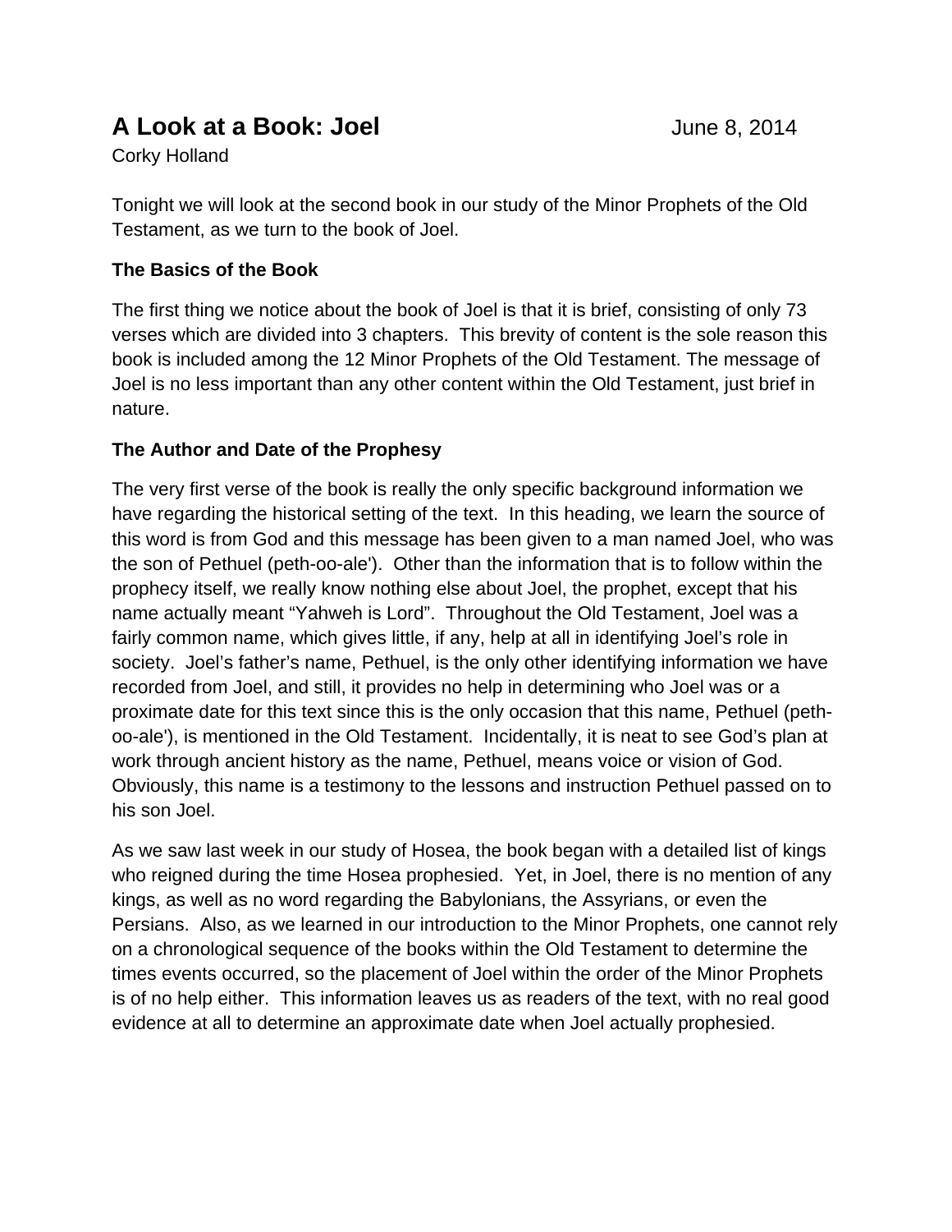# A Look at a Book: Joel

June 8, 2014

Corky Holland

Tonight we will look at the second book in our study of the Minor Prophets of the Old Testament, as we turn to the book of Joel.

**The Basics of the Book**

The first thing we notice about the book of Joel is that it is brief, consisting of only 73 verses which are divided into 3 chapters. This brevity of content is the sole reason this book is included among the 12 Minor Prophets of the Old Testament. The message of Joel is no less important than any other content within the Old Testament, just brief in nature.

**The Author and Date of the Prophesy**

The very first verse of the book is really the only specific background information we have regarding the historical setting of the text. In this heading, we learn the source of this word is from God and this message has been given to a man named Joel, who was the son of Pethuel (peth-oo-ale'). Other than the information that is to follow within the prophecy itself, we really know nothing else about Joel, the prophet, except that his name actually meant "Yahweh is Lord". Throughout the Old Testament, Joel was a fairly common name, which gives little, if any, help at all in identifying Joel's role in society. Joel's father's name, Pethuel, is the only other identifying information we have recorded from Joel, and still, it provides no help in determining who Joel was or a proximate date for this text since this is the only occasion that this name, Pethuel (peth-oo-ale'), is mentioned in the Old Testament. Incidentally, it is neat to see God's plan at work through ancient history as the name, Pethuel, means voice or vision of God. Obviously, this name is a testimony to the lessons and instruction Pethuel passed on to his son Joel.

As we saw last week in our study of Hosea, the book began with a detailed list of kings who reigned during the time Hosea prophesied. Yet, in Joel, there is no mention of any kings, as well as no word regarding the Babylonians, the Assyrians, or even the Persians. Also, as we learned in our introduction to the Minor Prophets, one cannot rely on a chronological sequence of the books within the Old Testament to determine the times events occurred, so the placement of Joel within the order of the Minor Prophets is of no help either. This information leaves us as readers of the text, with no real good evidence at all to determine an approximate date when Joel actually prophesied.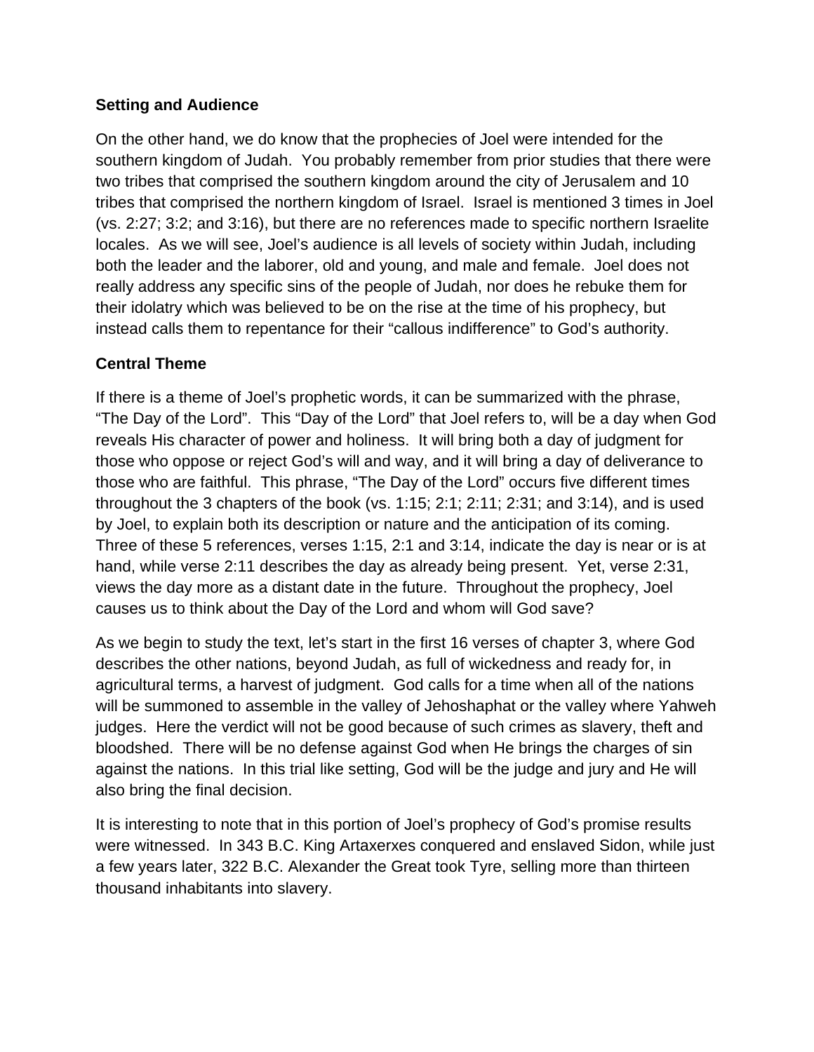**Setting and Audience**

On the other hand, we do know that the prophecies of Joel were intended for the southern kingdom of Judah. You probably remember from prior studies that there were two tribes that comprised the southern kingdom around the city of Jerusalem and 10 tribes that comprised the northern kingdom of Israel. Israel is mentioned 3 times in Joel (vs. 2:27; 3:2; and 3:16), but there are no references made to specific northern Israelite locales. As we will see, Joel's audience is all levels of society within Judah, including both the leader and the laborer, old and young, and male and female. Joel does not really address any specific sins of the people of Judah, nor does he rebuke them for their idolatry which was believed to be on the rise at the time of his prophecy, but instead calls them to repentance for their "callous indifference" to God's authority.

**Central Theme**

If there is a theme of Joel's prophetic words, it can be summarized with the phrase, "The Day of the Lord". This "Day of the Lord" that Joel refers to, will be a day when God reveals His character of power and holiness. It will bring both a day of judgment for those who oppose or reject God's will and way, and it will bring a day of deliverance to those who are faithful. This phrase, "The Day of the Lord" occurs five different times throughout the 3 chapters of the book (vs. 1:15; 2:1; 2:11; 2:31; and 3:14), and is used by Joel, to explain both its description or nature and the anticipation of its coming. Three of these 5 references, verses 1:15, 2:1 and 3:14, indicate the day is near or is at hand, while verse 2:11 describes the day as already being present. Yet, verse 2:31, views the day more as a distant date in the future. Throughout the prophecy, Joel causes us to think about the Day of the Lord and whom will God save?

As we begin to study the text, let's start in the first 16 verses of chapter 3, where God describes the other nations, beyond Judah, as full of wickedness and ready for, in agricultural terms, a harvest of judgment. God calls for a time when all of the nations will be summoned to assemble in the valley of Jehoshaphat or the valley where Yahweh judges. Here the verdict will not be good because of such crimes as slavery, theft and bloodshed. There will be no defense against God when He brings the charges of sin against the nations. In this trial like setting, God will be the judge and jury and He will also bring the final decision.

It is interesting to note that in this portion of Joel's prophecy of God's promise results were witnessed. In 343 B.C. King Artaxerxes conquered and enslaved Sidon, while just a few years later, 322 B.C. Alexander the Great took Tyre, selling more than thirteen thousand inhabitants into slavery.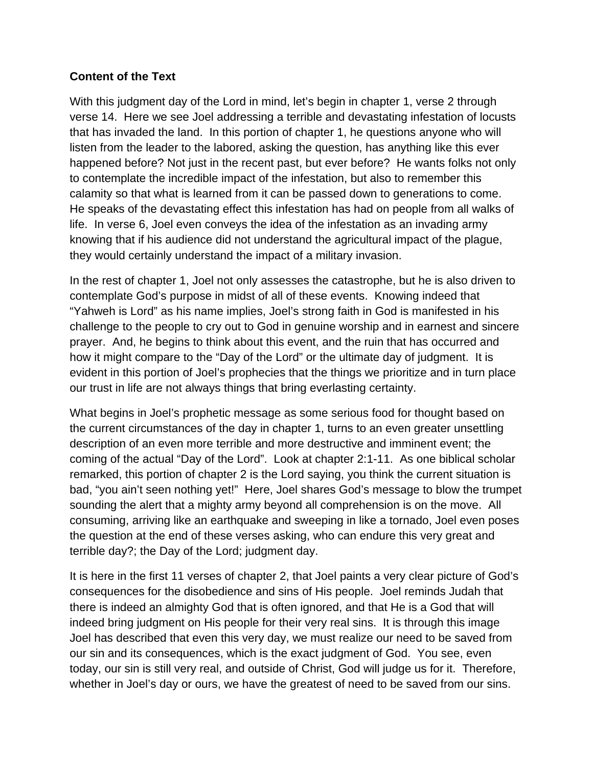**Content of the Text**

With this judgment day of the Lord in mind, let's begin in chapter 1, verse 2 through verse 14. Here we see Joel addressing a terrible and devastating infestation of locusts that has invaded the land. In this portion of chapter 1, he questions anyone who will listen from the leader to the labored, asking the question, has anything like this ever happened before? Not just in the recent past, but ever before? He wants folks not only to contemplate the incredible impact of the infestation, but also to remember this calamity so that what is learned from it can be passed down to generations to come. He speaks of the devastating effect this infestation has had on people from all walks of life. In verse 6, Joel even conveys the idea of the infestation as an invading army knowing that if his audience did not understand the agricultural impact of the plague, they would certainly understand the impact of a military invasion.

In the rest of chapter 1, Joel not only assesses the catastrophe, but he is also driven to contemplate God's purpose in midst of all of these events. Knowing indeed that "Yahweh is Lord" as his name implies, Joel's strong faith in God is manifested in his challenge to the people to cry out to God in genuine worship and in earnest and sincere prayer. And, he begins to think about this event, and the ruin that has occurred and how it might compare to the "Day of the Lord" or the ultimate day of judgment. It is evident in this portion of Joel's prophecies that the things we prioritize and in turn place our trust in life are not always things that bring everlasting certainty.

What begins in Joel's prophetic message as some serious food for thought based on the current circumstances of the day in chapter 1, turns to an even greater unsettling description of an even more terrible and more destructive and imminent event; the coming of the actual "Day of the Lord". Look at chapter 2:1-11. As one biblical scholar remarked, this portion of chapter 2 is the Lord saying, you think the current situation is bad, "you ain't seen nothing yet!" Here, Joel shares God's message to blow the trumpet sounding the alert that a mighty army beyond all comprehension is on the move. All consuming, arriving like an earthquake and sweeping in like a tornado, Joel even poses the question at the end of these verses asking, who can endure this very great and terrible day?; the Day of the Lord; judgment day.

It is here in the first 11 verses of chapter 2, that Joel paints a very clear picture of God's consequences for the disobedience and sins of His people. Joel reminds Judah that there is indeed an almighty God that is often ignored, and that He is a God that will indeed bring judgment on His people for their very real sins. It is through this image Joel has described that even this very day, we must realize our need to be saved from our sin and its consequences, which is the exact judgment of God. You see, even today, our sin is still very real, and outside of Christ, God will judge us for it. Therefore, whether in Joel's day or ours, we have the greatest of need to be saved from our sins.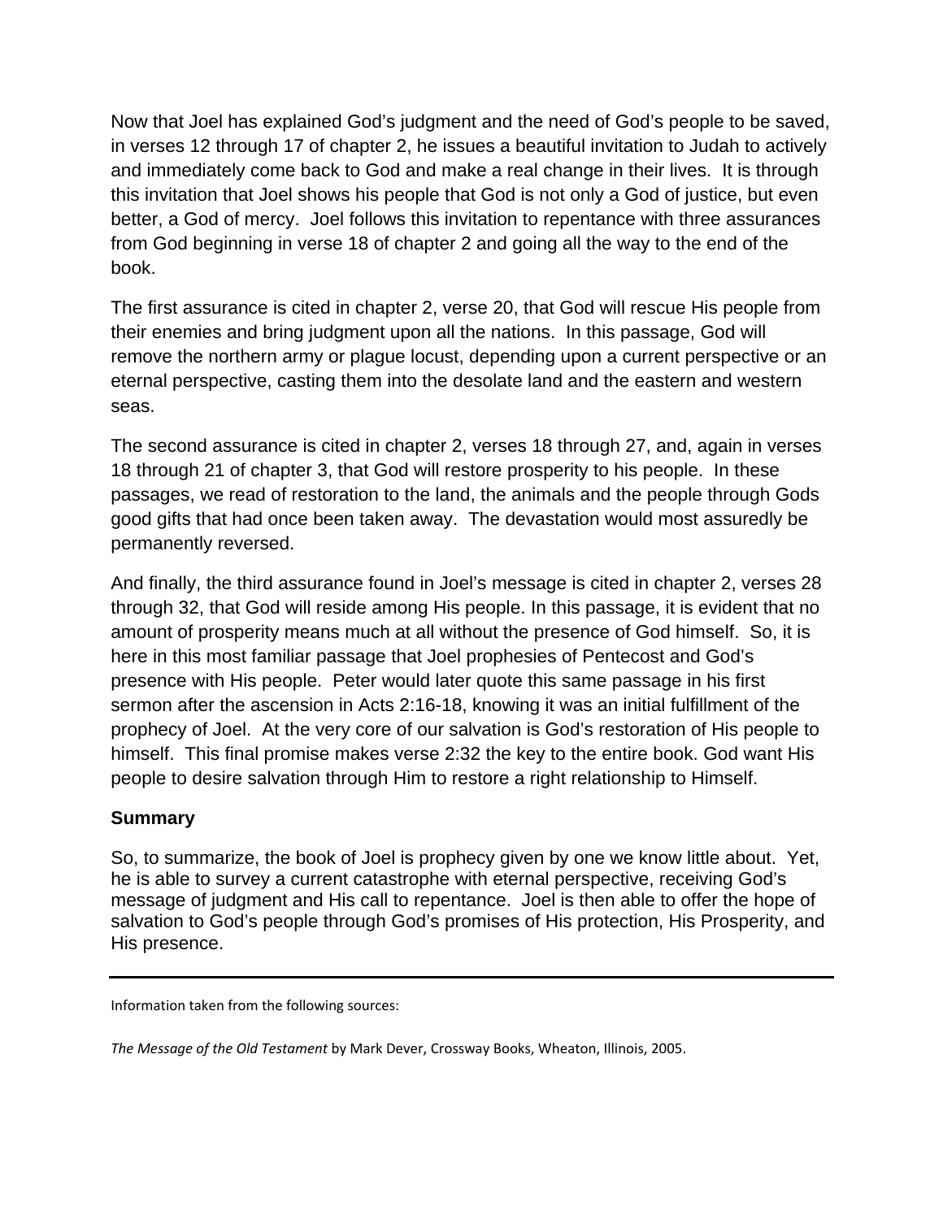Now that Joel has explained God's judgment and the need of God's people to be saved, in verses 12 through 17 of chapter 2, he issues a beautiful invitation to Judah to actively and immediately come back to God and make a real change in their lives. It is through this invitation that Joel shows his people that God is not only a God of justice, but even better, a God of mercy. Joel follows this invitation to repentance with three assurances from God beginning in verse 18 of chapter 2 and going all the way to the end of the book.

The first assurance is cited in chapter 2, verse 20, that God will rescue His people from their enemies and bring judgment upon all the nations. In this passage, God will remove the northern army or plague locust, depending upon a current perspective or an eternal perspective, casting them into the desolate land and the eastern and western seas.

The second assurance is cited in chapter 2, verses 18 through 27, and, again in verses 18 through 21 of chapter 3, that God will restore prosperity to his people. In these passages, we read of restoration to the land, the animals and the people through Gods good gifts that had once been taken away. The devastation would most assuredly be permanently reversed.

And finally, the third assurance found in Joel's message is cited in chapter 2, verses 28 through 32, that God will reside among His people. In this passage, it is evident that no amount of prosperity means much at all without the presence of God himself. So, it is here in this most familiar passage that Joel prophesies of Pentecost and God's presence with His people. Peter would later quote this same passage in his first sermon after the ascension in Acts 2:16-18, knowing it was an initial fulfillment of the prophecy of Joel. At the very core of our salvation is God's restoration of His people to himself. This final promise makes verse 2:32 the key to the entire book. God want His people to desire salvation through Him to restore a right relationship to Himself.

**Summary**

So, to summarize, the book of Joel is prophecy given by one we know little about. Yet, he is able to survey a current catastrophe with eternal perspective, receiving God's message of judgment and His call to repentance. Joel is then able to offer the hope of salvation to God's people through God's promises of His protection, His Prosperity, and His presence.

---

Information taken from the following sources:

*The Message of the Old Testament* by Mark Dever, Crossway Books, Wheaton, Illinois, 2005.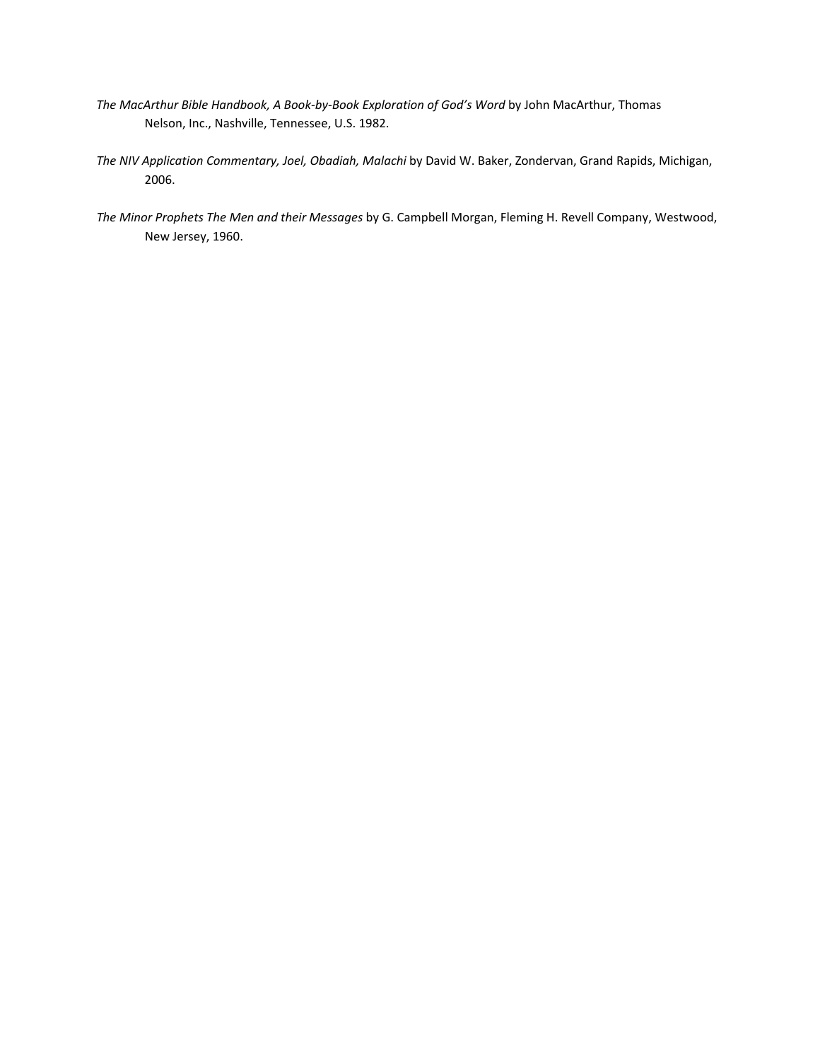*The MacArthur Bible Handbook, A Book-by-Book Exploration of God's Word* by John MacArthur, Thomas Nelson, Inc., Nashville, Tennessee, U.S. 1982.

*The NIV Application Commentary, Joel, Obadiah, Malachi* by David W. Baker, Zondervan, Grand Rapids, Michigan, 2006.

*The Minor Prophets The Men and their Messages* by G. Campbell Morgan, Fleming H. Revell Company, Westwood, New Jersey, 1960.